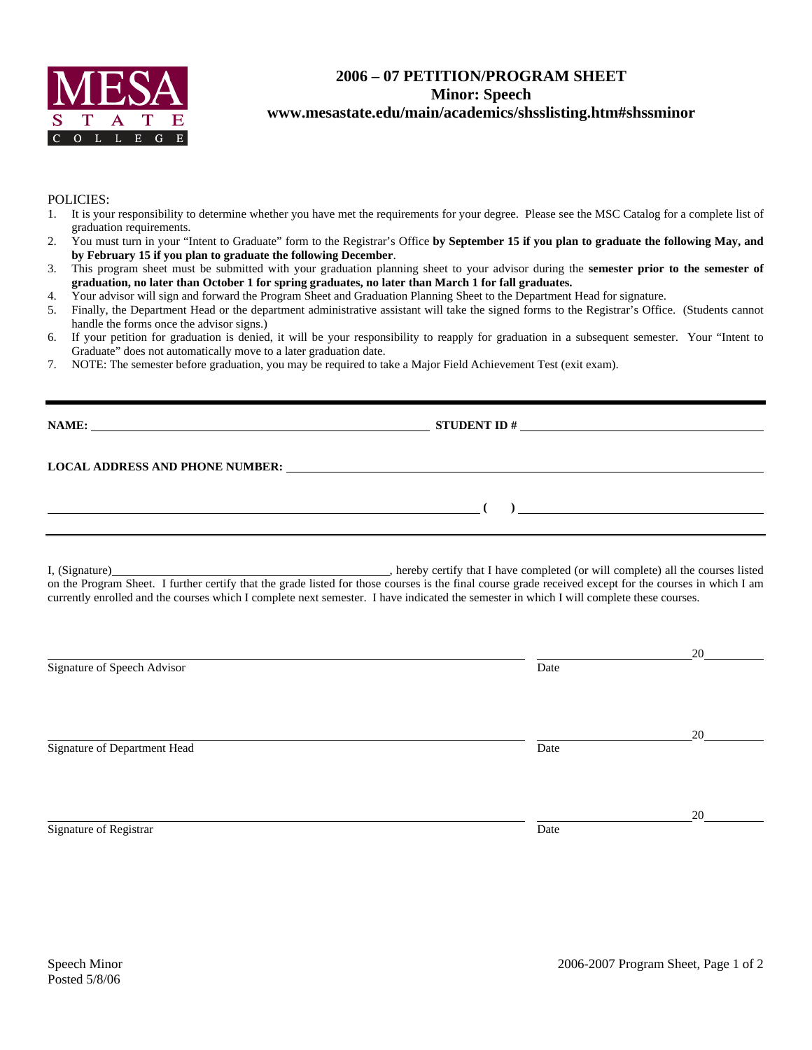MESA STATE COLLEGE

# 2006 – 07 PETITION/PROGRAM SHEET
## Minor: Speech
### www.mesastate.edu/main/academics/shsslisting.htm#shssminor

POLICIES:

1. It is your responsibility to determine whether you have met the requirements for your degree. Please see the MSC Catalog for a complete list of graduation requirements.
2. You must turn in your "Intent to Graduate" form to the Registrar's Office **by September 15 if you plan to graduate the following May, and by February 15 if you plan to graduate the following December**.
3. This program sheet must be submitted with your graduation planning sheet to your advisor during the **semester prior to the semester of graduation, no later than October 1 for spring graduates, no later than March 1 for fall graduates.**
4. Your advisor will sign and forward the Program Sheet and Graduation Planning Sheet to the Department Head for signature.
5. Finally, the Department Head or the department administrative assistant will take the signed forms to the Registrar's Office. (Students cannot handle the forms once the advisor signs.)
6. If your petition for graduation is denied, it will be your responsibility to reapply for graduation in a subsequent semester. Your "Intent to Graduate" does not automatically move to a later graduation date.
7. NOTE: The semester before graduation, you may be required to take a Major Field Achievement Test (exit exam).

---

**NAME:** ______________________________ **STUDENT ID #** ______________________________

**LOCAL ADDRESS AND PHONE NUMBER:** ______________________________

______________________________ **(   )** ______________________________

---

I, (Signature)______________________________, hereby certify that I have completed (or will complete) all the courses listed on the Program Sheet. I further certify that the grade listed for those courses is the final course grade received except for the courses in which I am currently enrolled and the courses which I complete next semester. I have indicated the semester in which I will complete these courses.

______________________________ ______________20______
Signature of Speech Advisor Date

______________________________ ______________20______
Signature of Department Head Date

______________________________ ______________20______
Signature of Registrar Date

Speech Minor
Posted 5/8/06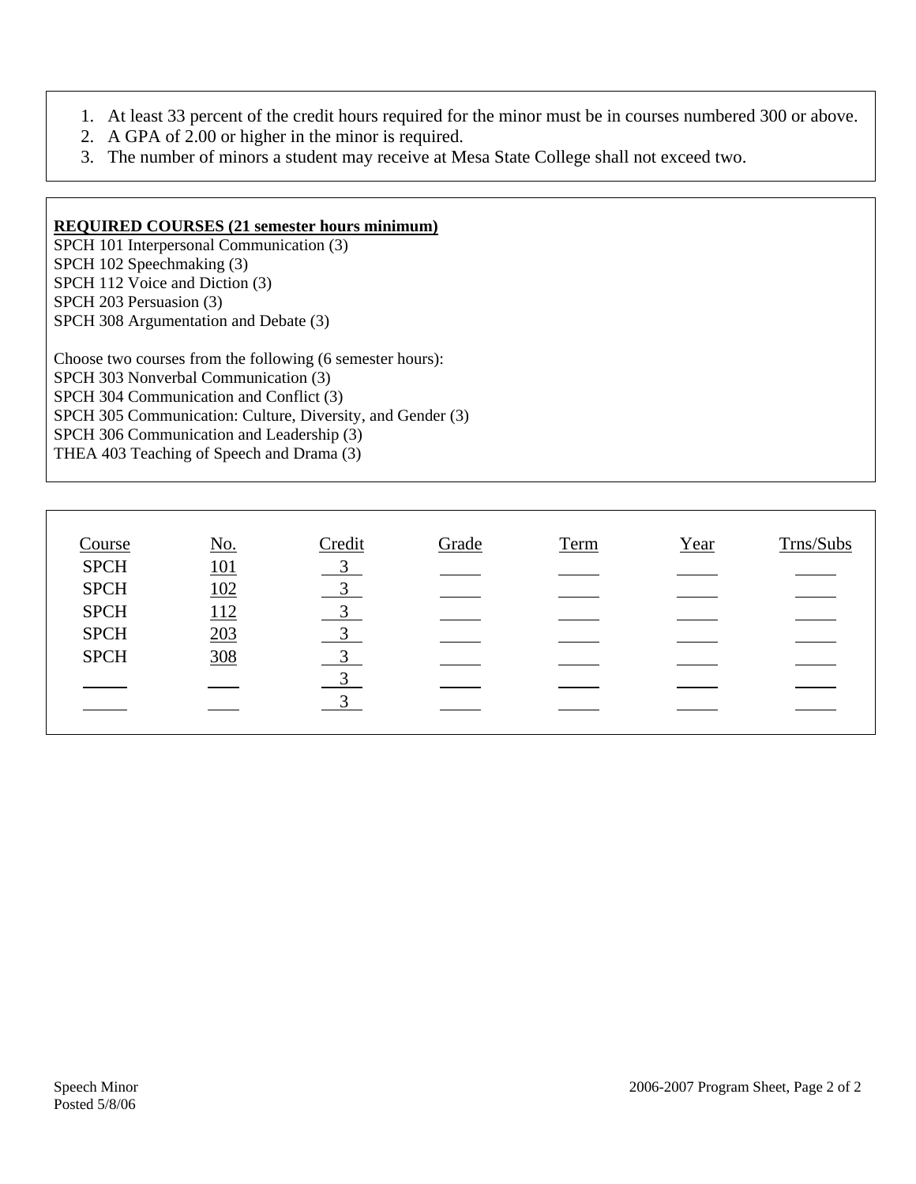1. At least 33 percent of the credit hours required for the minor must be in courses numbered 300 or above.
2. A GPA of 2.00 or higher in the minor is required.
3. The number of minors a student may receive at Mesa State College shall not exceed two.

**REQUIRED COURSES (21 semester hours minimum)**

SPCH 101 Interpersonal Communication (3)
SPCH 102 Speechmaking (3)
SPCH 112 Voice and Diction (3)
SPCH 203 Persuasion (3)
SPCH 308 Argumentation and Debate (3)

Choose two courses from the following (6 semester hours):
SPCH 303 Nonverbal Communication (3)
SPCH 304 Communication and Conflict (3)
SPCH 305 Communication: Culture, Diversity, and Gender (3)
SPCH 306 Communication and Leadership (3)
THEA 403 Teaching of Speech and Drama (3)

| Course | No. | Credit | Grade | Term | Year | Trns/Subs |
|---|---|---|---|---|---|---|
| SPCH | 101 | 3 | | | | |
| SPCH | 102 | 3 | | | | |
| SPCH | 112 | 3 | | | | |
| SPCH | 203 | 3 | | | | |
| SPCH | 308 | 3 | | | | |
| | | 3 | | | | |
| | | 3 | | | | |

Speech Minor
Posted 5/8/06